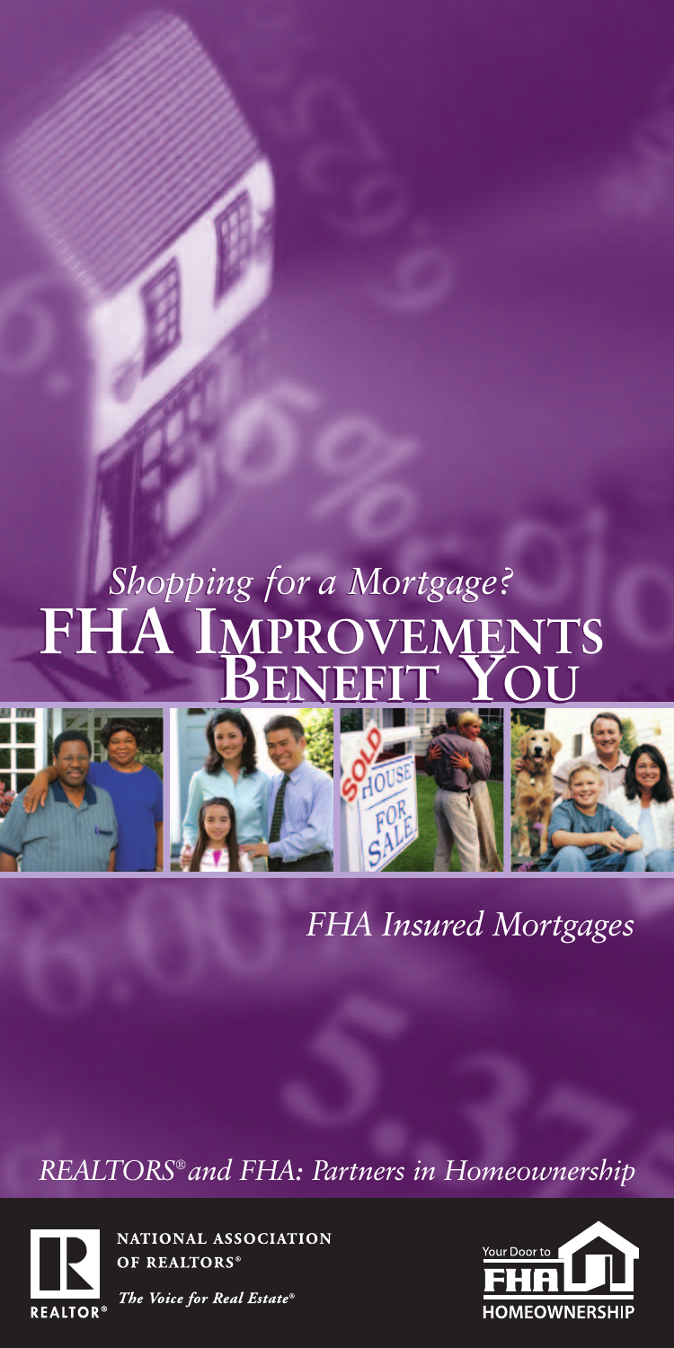*Shopping for a Mortgage?*

# FHA Improvements Benefit You

*FHA Insured Mortgages*

*REALTORS® and FHA: Partners in Homeownership*

NATIONAL ASSOCIATION OF REALTORS®

*The Voice for Real Estate®*

REALTOR®

Your Door to FHA HOMEOWNERSHIP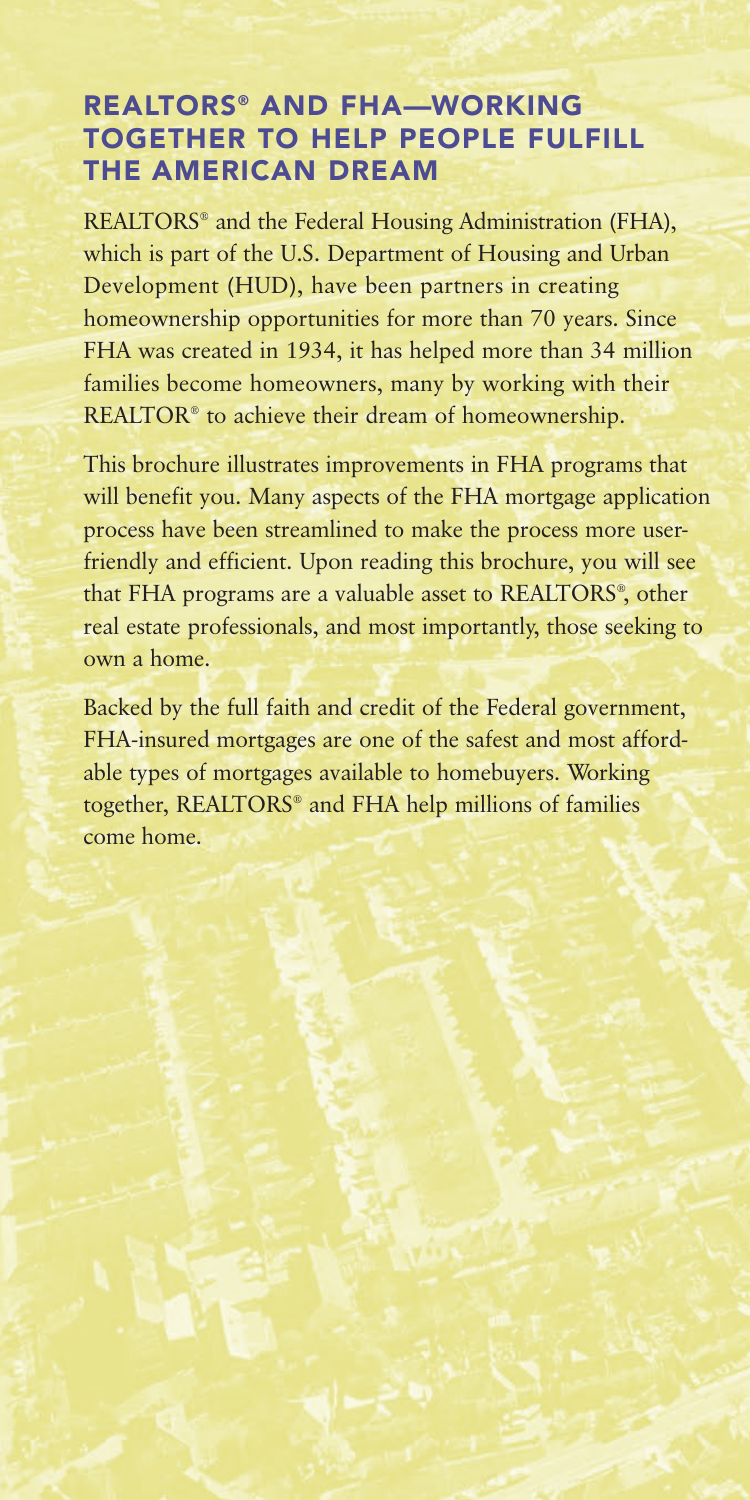## REALTORS® AND FHA—WORKING TOGETHER TO HELP PEOPLE FULFILL THE AMERICAN DREAM

REALTORS® and the Federal Housing Administration (FHA), which is part of the U.S. Department of Housing and Urban Development (HUD), have been partners in creating homeownership opportunities for more than 70 years. Since FHA was created in 1934, it has helped more than 34 million families become homeowners, many by working with their REALTOR® to achieve their dream of homeownership.

This brochure illustrates improvements in FHA programs that will benefit you. Many aspects of the FHA mortgage application process have been streamlined to make the process more user-friendly and efficient. Upon reading this brochure, you will see that FHA programs are a valuable asset to REALTORS®, other real estate professionals, and most importantly, those seeking to own a home.

Backed by the full faith and credit of the Federal government, FHA-insured mortgages are one of the safest and most affordable types of mortgages available to homebuyers. Working together, REALTORS® and FHA help millions of families come home.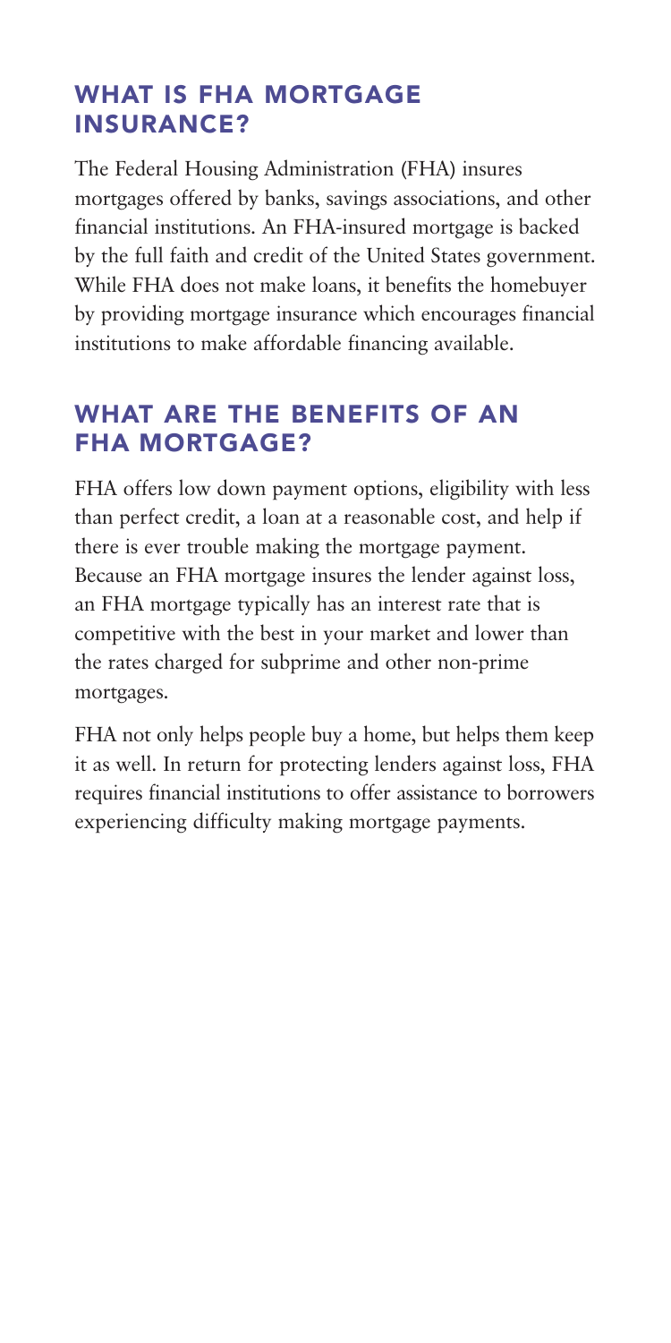## WHAT IS FHA MORTGAGE INSURANCE?

The Federal Housing Administration (FHA) insures mortgages offered by banks, savings associations, and other financial institutions. An FHA-insured mortgage is backed by the full faith and credit of the United States government. While FHA does not make loans, it benefits the homebuyer by providing mortgage insurance which encourages financial institutions to make affordable financing available.

## WHAT ARE THE BENEFITS OF AN FHA MORTGAGE?

FHA offers low down payment options, eligibility with less than perfect credit, a loan at a reasonable cost, and help if there is ever trouble making the mortgage payment. Because an FHA mortgage insures the lender against loss, an FHA mortgage typically has an interest rate that is competitive with the best in your market and lower than the rates charged for subprime and other non-prime mortgages.

FHA not only helps people buy a home, but helps them keep it as well. In return for protecting lenders against loss, FHA requires financial institutions to offer assistance to borrowers experiencing difficulty making mortgage payments.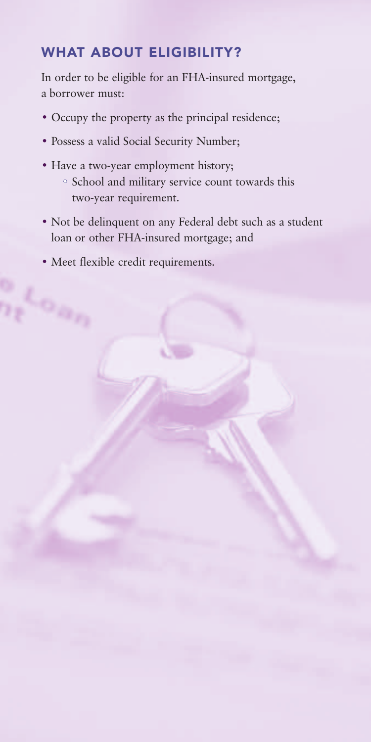## WHAT ABOUT ELIGIBILITY?

In order to be eligible for an FHA-insured mortgage, a borrower must:

- Occupy the property as the principal residence;
- Possess a valid Social Security Number;
- Have a two-year employment history;
  - School and military service count towards this two-year requirement.
- Not be delinquent on any Federal debt such as a student loan or other FHA-insured mortgage; and
- Meet flexible credit requirements.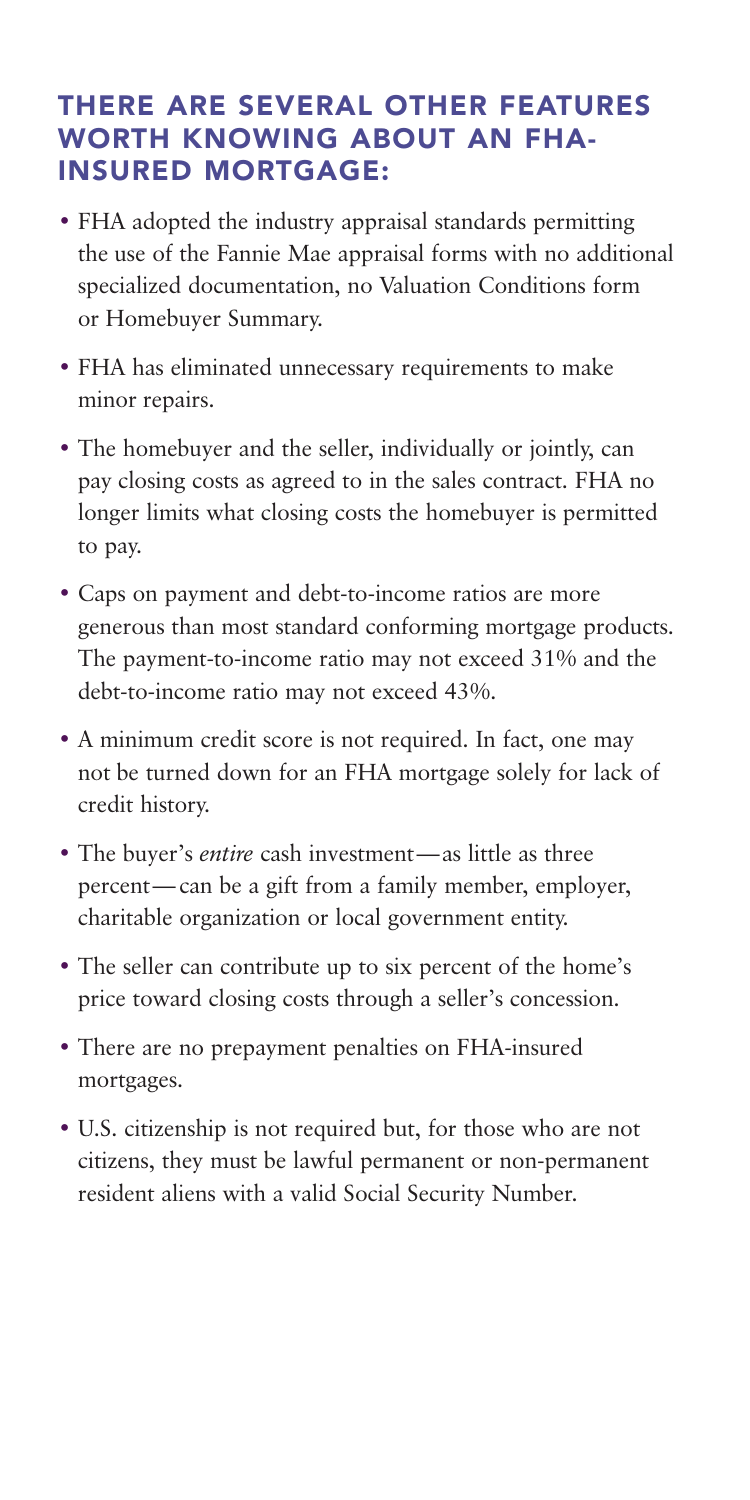## THERE ARE SEVERAL OTHER FEATURES WORTH KNOWING ABOUT AN FHA-INSURED MORTGAGE:

- FHA adopted the industry appraisal standards permitting the use of the Fannie Mae appraisal forms with no additional specialized documentation, no Valuation Conditions form or Homebuyer Summary.
- FHA has eliminated unnecessary requirements to make minor repairs.
- The homebuyer and the seller, individually or jointly, can pay closing costs as agreed to in the sales contract. FHA no longer limits what closing costs the homebuyer is permitted to pay.
- Caps on payment and debt-to-income ratios are more generous than most standard conforming mortgage products. The payment-to-income ratio may not exceed 31% and the debt-to-income ratio may not exceed 43%.
- A minimum credit score is not required. In fact, one may not be turned down for an FHA mortgage solely for lack of credit history.
- The buyer's *entire* cash investment—as little as three percent—can be a gift from a family member, employer, charitable organization or local government entity.
- The seller can contribute up to six percent of the home's price toward closing costs through a seller's concession.
- There are no prepayment penalties on FHA-insured mortgages.
- U.S. citizenship is not required but, for those who are not citizens, they must be lawful permanent or non-permanent resident aliens with a valid Social Security Number.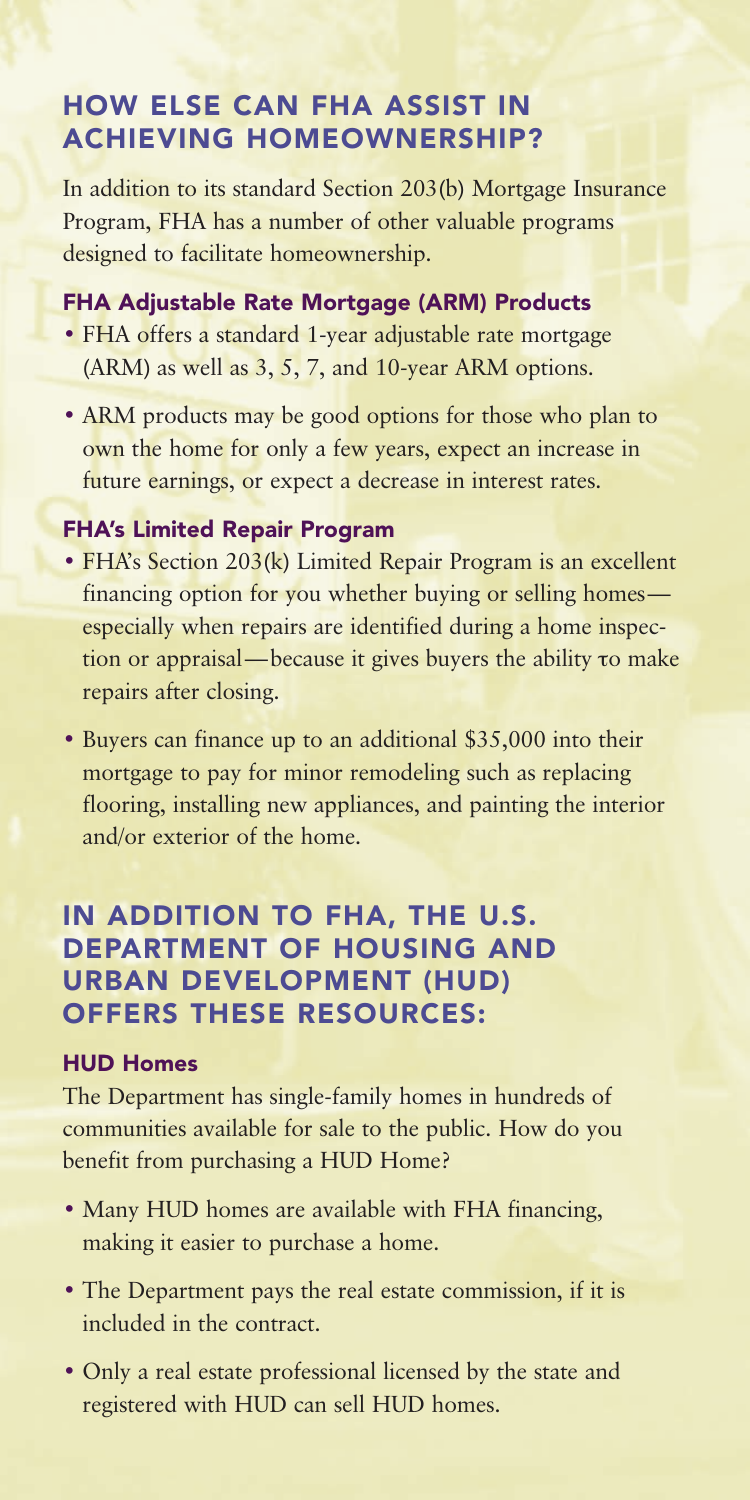## HOW ELSE CAN FHA ASSIST IN ACHIEVING HOMEOWNERSHIP?

In addition to its standard Section 203(b) Mortgage Insurance Program, FHA has a number of other valuable programs designed to facilitate homeownership.

### FHA Adjustable Rate Mortgage (ARM) Products

- FHA offers a standard 1-year adjustable rate mortgage (ARM) as well as 3, 5, 7, and 10-year ARM options.
- ARM products may be good options for those who plan to own the home for only a few years, expect an increase in future earnings, or expect a decrease in interest rates.

### FHA's Limited Repair Program

- FHA's Section 203(k) Limited Repair Program is an excellent financing option for you whether buying or selling homes—especially when repairs are identified during a home inspection or appraisal—because it gives buyers the ability to make repairs after closing.
- Buyers can finance up to an additional $35,000 into their mortgage to pay for minor remodeling such as replacing flooring, installing new appliances, and painting the interior and/or exterior of the home.

## IN ADDITION TO FHA, THE U.S. DEPARTMENT OF HOUSING AND URBAN DEVELOPMENT (HUD) OFFERS THESE RESOURCES:

### HUD Homes

The Department has single-family homes in hundreds of communities available for sale to the public. How do you benefit from purchasing a HUD Home?

- Many HUD homes are available with FHA financing, making it easier to purchase a home.
- The Department pays the real estate commission, if it is included in the contract.
- Only a real estate professional licensed by the state and registered with HUD can sell HUD homes.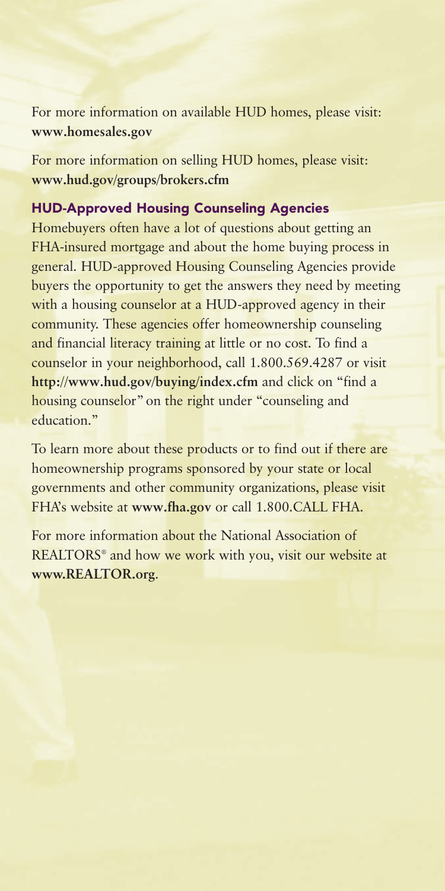For more information on available HUD homes, please visit: **www.homesales.gov**

For more information on selling HUD homes, please visit: **www.hud.gov/groups/brokers.cfm**

## HUD-Approved Housing Counseling Agencies

Homebuyers often have a lot of questions about getting an FHA-insured mortgage and about the home buying process in general. HUD-approved Housing Counseling Agencies provide buyers the opportunity to get the answers they need by meeting with a housing counselor at a HUD-approved agency in their community. These agencies offer homeownership counseling and financial literacy training at little or no cost. To find a counselor in your neighborhood, call 1.800.569.4287 or visit **http://www.hud.gov/buying/index.cfm** and click on "find a housing counselor" on the right under "counseling and education."

To learn more about these products or to find out if there are homeownership programs sponsored by your state or local governments and other community organizations, please visit FHA's website at **www.fha.gov** or call 1.800.CALL FHA.

For more information about the National Association of REALTORS® and how we work with you, visit our website at **www.REALTOR.org**.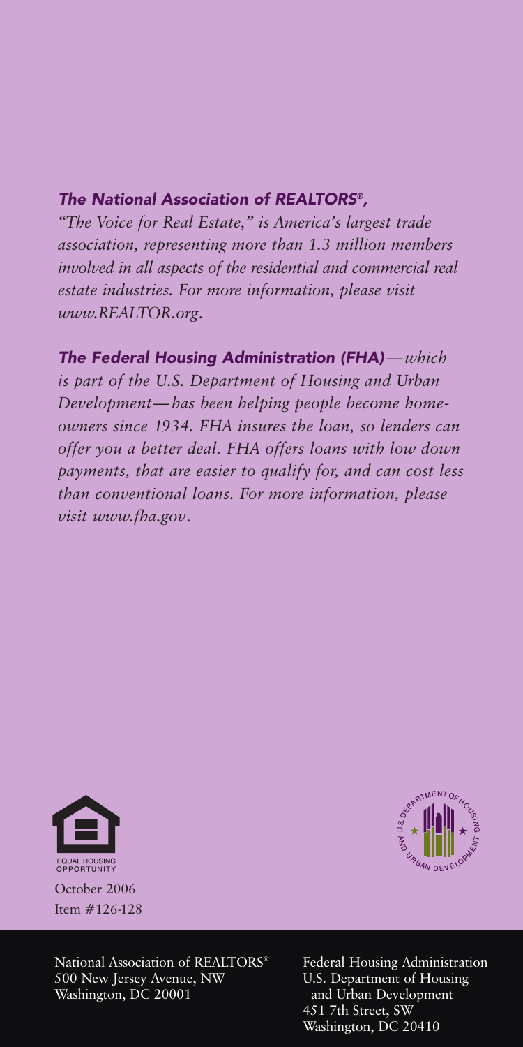***The National Association of REALTORS®,***
*"The Voice for Real Estate," is America's largest trade association, representing more than 1.3 million members involved in all aspects of the residential and commercial real estate industries. For more information, please visit www.REALTOR.org.*

***The Federal Housing Administration (FHA)****—which is part of the U.S. Department of Housing and Urban Development—has been helping people become homeowners since 1934. FHA insures the loan, so lenders can offer you a better deal. FHA offers loans with low down payments, that are easier to qualify for, and can cost less than conventional loans. For more information, please visit www.fha.gov.*

EQUAL HOUSING OPPORTUNITY

October 2006
Item #126-128

U.S. DEPARTMENT OF HOUSING AND URBAN DEVELOPMENT

National Association of REALTORS®
500 New Jersey Avenue, NW
Washington, DC 20001

Federal Housing Administration
U.S. Department of Housing
and Urban Development
451 7th Street, SW
Washington, DC 20410